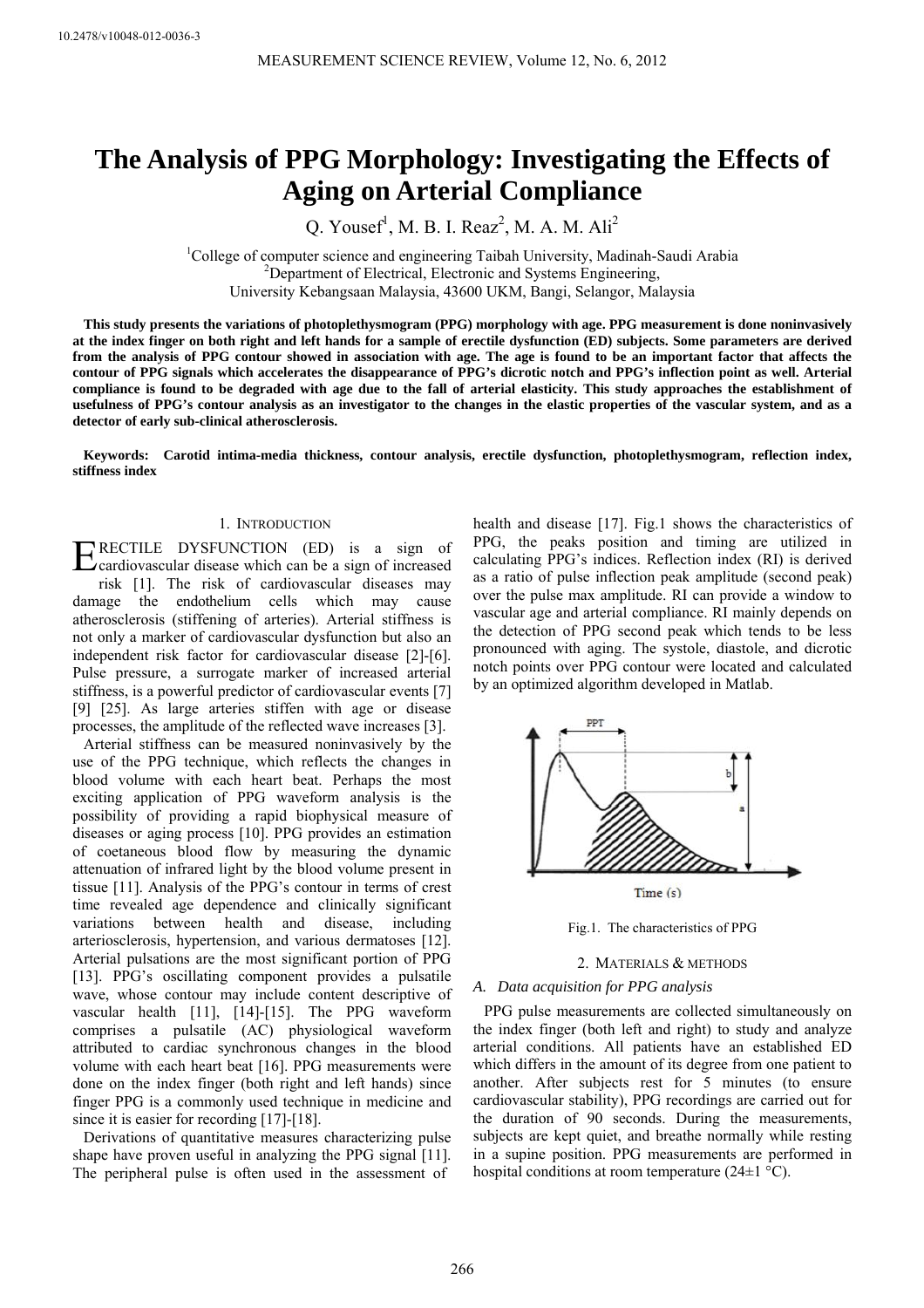10.2478/v10048-012-0036-3

# The Analysis of PPG Morphology: Investigating the Effects of Aging on Arterial Compliance

Q. Yousef[1], M. B. I. Reaz[2], M. A. M. Ali[2]

[1]College of computer science and engineering Taibah University, Madinah-Saudi Arabia
[2]Department of Electrical, Electronic and Systems Engineering, University Kebangsaan Malaysia, 43600 UKM, Bangi, Selangor, Malaysia

**This study presents the variations of photoplethysmogram (PPG) morphology with age. PPG measurement is done noninvasively at the index finger on both right and left hands for a sample of erectile dysfunction (ED) subjects. Some parameters are derived from the analysis of PPG contour showed in association with age. The age is found to be an important factor that affects the contour of PPG signals which accelerates the disappearance of PPG's dicrotic notch and PPG's inflection point as well. Arterial compliance is found to be degraded with age due to the fall of arterial elasticity. This study approaches the establishment of usefulness of PPG's contour analysis as an investigator to the changes in the elastic properties of the vascular system, and as a detector of early sub-clinical atherosclerosis.**

**Keywords: Carotid intima-media thickness, contour analysis, erectile dysfunction, photoplethysmogram, reflection index, stiffness index**

## 1. Introduction

Erectile dysfunction (ED) is a sign of cardiovascular disease which can be a sign of increased risk [1]. The risk of cardiovascular diseases may damage the endothelium cells which may cause atherosclerosis (stiffening of arteries). Arterial stiffness is not only a marker of cardiovascular dysfunction but also an independent risk factor for cardiovascular disease [2]-[6]. Pulse pressure, a surrogate marker of increased arterial stiffness, is a powerful predictor of cardiovascular events [7] [9] [25]. As large arteries stiffen with age or disease processes, the amplitude of the reflected wave increases [3].

Arterial stiffness can be measured noninvasively by the use of the PPG technique, which reflects the changes in blood volume with each heart beat. Perhaps the most exciting application of PPG waveform analysis is the possibility of providing a rapid biophysical measure of diseases or aging process [10]. PPG provides an estimation of coetaneous blood flow by measuring the dynamic attenuation of infrared light by the blood volume present in tissue [11]. Analysis of the PPG's contour in terms of crest time revealed age dependence and clinically significant variations between health and disease, including arteriosclerosis, hypertension, and various dermatoses [12]. Arterial pulsations are the most significant portion of PPG [13]. PPG's oscillating component provides a pulsatile wave, whose contour may include content descriptive of vascular health [11], [14]-[15]. The PPG waveform comprises a pulsatile (AC) physiological waveform attributed to cardiac synchronous changes in the blood volume with each heart beat [16]. PPG measurements were done on the index finger (both right and left hands) since finger PPG is a commonly used technique in medicine and since it is easier for recording [17]-[18].

Derivations of quantitative measures characterizing pulse shape have proven useful in analyzing the PPG signal [11]. The peripheral pulse is often used in the assessment of health and disease [17]. Fig.1 shows the characteristics of PPG, the peaks position and timing are utilized in calculating PPG's indices. Reflection index (RI) is derived as a ratio of pulse inflection peak amplitude (second peak) over the pulse max amplitude. RI can provide a window to vascular age and arterial compliance. RI mainly depends on the detection of PPG second peak which tends to be less pronounced with aging. The systole, diastole, and dicrotic notch points over PPG contour were located and calculated by an optimized algorithm developed in Matlab.

Fig.1. The characteristics of PPG

## 2. Materials & Methods

### A. Data acquisition for PPG analysis

PPG pulse measurements are collected simultaneously on the index finger (both left and right) to study and analyze arterial conditions. All patients have an established ED which differs in the amount of its degree from one patient to another. After subjects rest for 5 minutes (to ensure cardiovascular stability), PPG recordings are carried out for the duration of 90 seconds. During the measurements, subjects are kept quiet, and breathe normally while resting in a supine position. PPG measurements are performed in hospital conditions at room temperature (24±1 °C).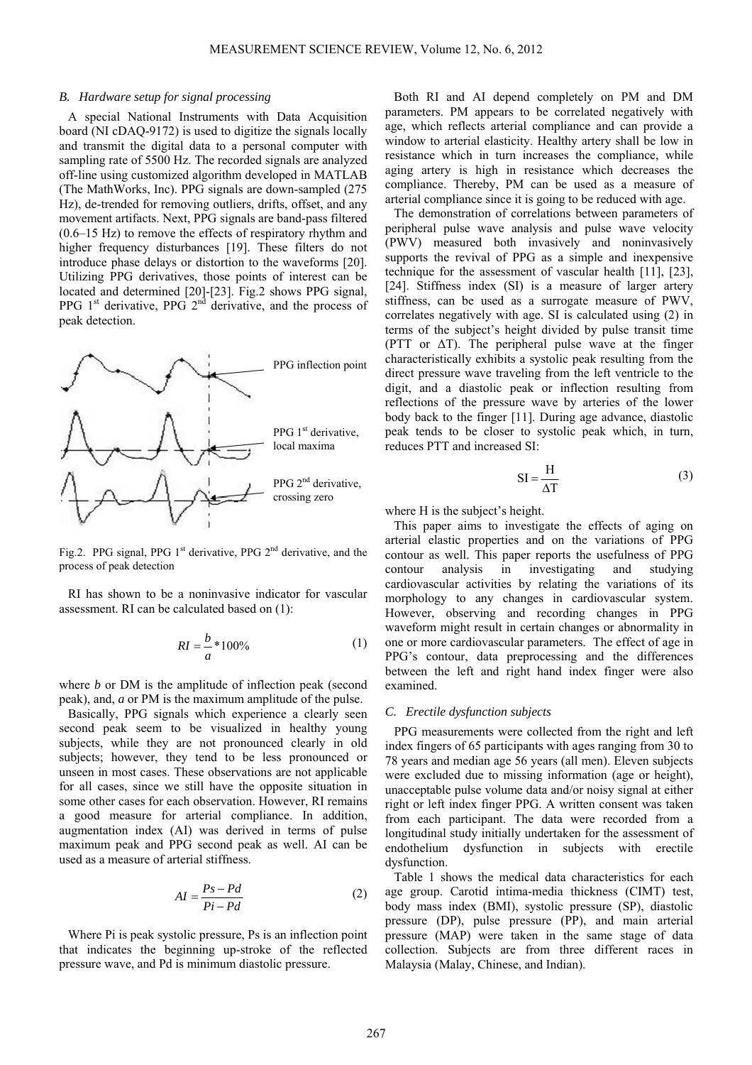### *B. Hardware setup for signal processing*

A special National Instruments with Data Acquisition board (NI cDAQ-9172) is used to digitize the signals locally and transmit the digital data to a personal computer with sampling rate of 5500 Hz. The recorded signals are analyzed off-line using customized algorithm developed in MATLAB (The MathWorks, Inc). PPG signals are down-sampled (275 Hz), de-trended for removing outliers, drifts, offset, and any movement artifacts. Next, PPG signals are band-pass filtered (0.6–15 Hz) to remove the effects of respiratory rhythm and higher frequency disturbances [19]. These filters do not introduce phase delays or distortion to the waveforms [20]. Utilizing PPG derivatives, those points of interest can be located and determined [20]-[23]. Fig.2 shows PPG signal, PPG 1st derivative, PPG 2nd derivative, and the process of peak detection.

PPG inflection point

PPG 1st derivative, local maxima

PPG 2nd derivative, crossing zero

Fig.2. PPG signal, PPG 1st derivative, PPG 2nd derivative, and the process of peak detection

RI has shown to be a noninvasive indicator for vascular assessment. RI can be calculated based on (1):

$$RI = \frac{b}{a} * 100\% \tag{1}$$

where *b* or DM is the amplitude of inflection peak (second peak), and, *a* or PM is the maximum amplitude of the pulse.

Basically, PPG signals which experience a clearly seen second peak seem to be visualized in healthy young subjects, while they are not pronounced clearly in old subjects; however, they tend to be less pronounced or unseen in most cases. These observations are not applicable for all cases, since we still have the opposite situation in some other cases for each observation. However, RI remains a good measure for arterial compliance. In addition, augmentation index (AI) was derived in terms of pulse maximum peak and PPG second peak as well. AI can be used as a measure of arterial stiffness.

$$AI = \frac{Ps - Pd}{Pi - Pd} \tag{2}$$

Where Pi is peak systolic pressure, Ps is an inflection point that indicates the beginning up-stroke of the reflected pressure wave, and Pd is minimum diastolic pressure.

Both RI and AI depend completely on PM and DM parameters. PM appears to be correlated negatively with age, which reflects arterial compliance and can provide a window to arterial elasticity. Healthy artery shall be low in resistance which in turn increases the compliance, while aging artery is high in resistance which decreases the compliance. Thereby, PM can be used as a measure of arterial compliance since it is going to be reduced with age.

The demonstration of correlations between parameters of peripheral pulse wave analysis and pulse wave velocity (PWV) measured both invasively and noninvasively supports the revival of PPG as a simple and inexpensive technique for the assessment of vascular health [11], [23], [24]. Stiffness index (SI) is a measure of larger artery stiffness, can be used as a surrogate measure of PWV, correlates negatively with age. SI is calculated using (2) in terms of the subject's height divided by pulse transit time (PTT or $\Delta T$). The peripheral pulse wave at the finger characteristically exhibits a systolic peak resulting from the direct pressure wave traveling from the left ventricle to the digit, and a diastolic peak or inflection resulting from reflections of the pressure wave by arteries of the lower body back to the finger [11]. During age advance, diastolic peak tends to be closer to systolic peak which, in turn, reduces PTT and increased SI:

$$\mathrm{SI} = \frac{\mathrm{H}}{\Delta \mathrm{T}} \tag{3}$$

where H is the subject's height.

This paper aims to investigate the effects of aging on arterial elastic properties and on the variations of PPG contour as well. This paper reports the usefulness of PPG contour analysis in investigating and studying cardiovascular activities by relating the variations of its morphology to any changes in cardiovascular system. However, observing and recording changes in PPG waveform might result in certain changes or abnormality in one or more cardiovascular parameters. The effect of age in PPG's contour, data preprocessing and the differences between the left and right hand index finger were also examined.

### *C. Erectile dysfunction subjects*

PPG measurements were collected from the right and left index fingers of 65 participants with ages ranging from 30 to 78 years and median age 56 years (all men). Eleven subjects were excluded due to missing information (age or height), unacceptable pulse volume data and/or noisy signal at either right or left index finger PPG. A written consent was taken from each participant. The data were recorded from a longitudinal study initially undertaken for the assessment of endothelium dysfunction in subjects with erectile dysfunction.

Table 1 shows the medical data characteristics for each age group. Carotid intima-media thickness (CIMT) test, body mass index (BMI), systolic pressure (SP), diastolic pressure (DP), pulse pressure (PP), and main arterial pressure (MAP) were taken in the same stage of data collection. Subjects are from three different races in Malaysia (Malay, Chinese, and Indian).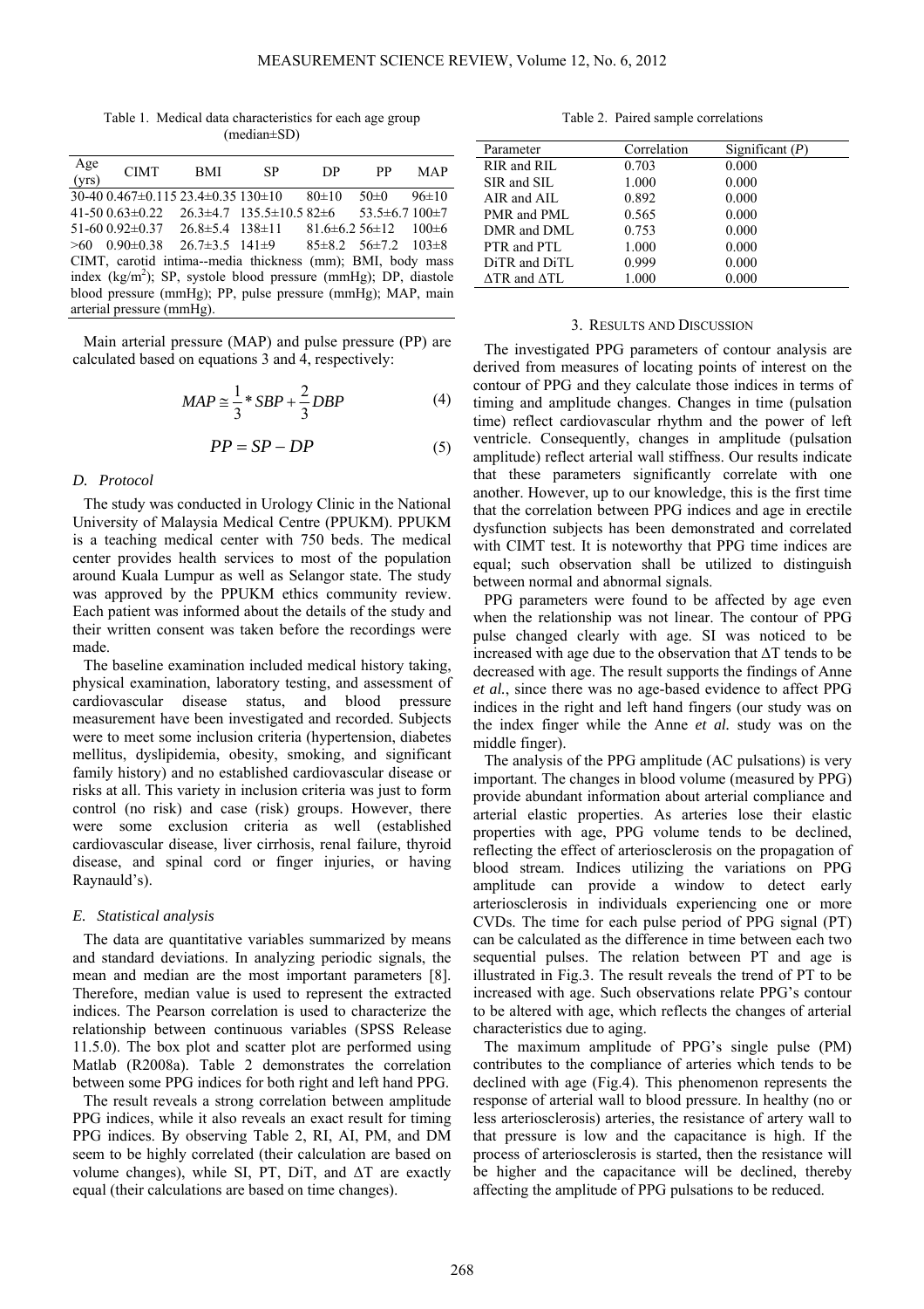Table 1. Medical data characteristics for each age group (median±SD)

| Age (yrs) | CIMT | BMI | SP | DP | PP | MAP |
|---|---|---|---|---|---|---|
| 30-40 | 0.467±0.115 | 23.4±0.35 | 130±10 | 80±10 | 50±0 | 96±10 |
| 41-50 | 0.63±0.22 | 26.3±4.7 | 135.5±10.5 | 82±6 | 53.5±6.7 | 100±7 |
| 51-60 | 0.92±0.37 | 26.8±5.4 | 138±11 | 81.6±6.2 | 56±12 | 100±6 |
| >60 | 0.90±0.38 | 26.7±3.5 | 141±9 | 85±8.2 | 56±7.2 | 103±8 |

CIMT, carotid intima--media thickness (mm); BMI, body mass index (kg/m$^2$); SP, systole blood pressure (mmHg); DP, diastole blood pressure (mmHg); PP, pulse pressure (mmHg); MAP, main arterial pressure (mmHg).

Main arterial pressure (MAP) and pulse pressure (PP) are calculated based on equations 3 and 4, respectively:

$$MAP \cong \frac{1}{3} * SBP + \frac{2}{3} DBP \tag{4}$$

$$PP = SP - DP \tag{5}$$

### *D. Protocol*

The study was conducted in Urology Clinic in the National University of Malaysia Medical Centre (PPUKM). PPUKM is a teaching medical center with 750 beds. The medical center provides health services to most of the population around Kuala Lumpur as well as Selangor state. The study was approved by the PPUKM ethics community review. Each patient was informed about the details of the study and their written consent was taken before the recordings were made.

The baseline examination included medical history taking, physical examination, laboratory testing, and assessment of cardiovascular disease status, and blood pressure measurement have been investigated and recorded. Subjects were to meet some inclusion criteria (hypertension, diabetes mellitus, dyslipidemia, obesity, smoking, and significant family history) and no established cardiovascular disease or risks at all. This variety in inclusion criteria was just to form control (no risk) and case (risk) groups. However, there were some exclusion criteria as well (established cardiovascular disease, liver cirrhosis, renal failure, thyroid disease, and spinal cord or finger injuries, or having Raynauld's).

### *E. Statistical analysis*

The data are quantitative variables summarized by means and standard deviations. In analyzing periodic signals, the mean and median are the most important parameters [8]. Therefore, median value is used to represent the extracted indices. The Pearson correlation is used to characterize the relationship between continuous variables (SPSS Release 11.5.0). The box plot and scatter plot are performed using Matlab (R2008a). Table 2 demonstrates the correlation between some PPG indices for both right and left hand PPG.

The result reveals a strong correlation between amplitude PPG indices, while it also reveals an exact result for timing PPG indices. By observing Table 2, RI, AI, PM, and DM seem to be highly correlated (their calculation are based on volume changes), while SI, PT, DiT, and ΔT are exactly equal (their calculations are based on time changes).

Table 2. Paired sample correlations

| Parameter | Correlation | Significant (*P*) |
|---|---|---|
| RIR and RIL | 0.703 | 0.000 |
| SIR and SIL | 1.000 | 0.000 |
| AIR and AIL | 0.892 | 0.000 |
| PMR and PML | 0.565 | 0.000 |
| DMR and DML | 0.753 | 0.000 |
| PTR and PTL | 1.000 | 0.000 |
| DiTR and DiTL | 0.999 | 0.000 |
| ΔTR and ΔTL | 1.000 | 0.000 |

## 3. Results and Discussion

The investigated PPG parameters of contour analysis are derived from measures of locating points of interest on the contour of PPG and they calculate those indices in terms of timing and amplitude changes. Changes in time (pulsation time) reflect cardiovascular rhythm and the power of left ventricle. Consequently, changes in amplitude (pulsation amplitude) reflect arterial wall stiffness. Our results indicate that these parameters significantly correlate with one another. However, up to our knowledge, this is the first time that the correlation between PPG indices and age in erectile dysfunction subjects has been demonstrated and correlated with CIMT test. It is noteworthy that PPG time indices are equal; such observation shall be utilized to distinguish between normal and abnormal signals.

PPG parameters were found to be affected by age even when the relationship was not linear. The contour of PPG pulse changed clearly with age. SI was noticed to be increased with age due to the observation that ΔT tends to be decreased with age. The result supports the findings of Anne *et al.*, since there was no age-based evidence to affect PPG indices in the right and left hand fingers (our study was on the index finger while the Anne *et al.* study was on the middle finger).

The analysis of the PPG amplitude (AC pulsations) is very important. The changes in blood volume (measured by PPG) provide abundant information about arterial compliance and arterial elastic properties. As arteries lose their elastic properties with age, PPG volume tends to be declined, reflecting the effect of arteriosclerosis on the propagation of blood stream. Indices utilizing the variations on PPG amplitude can provide a window to detect early arteriosclerosis in individuals experiencing one or more CVDs. The time for each pulse period of PPG signal (PT) can be calculated as the difference in time between each two sequential pulses. The relation between PT and age is illustrated in Fig.3. The result reveals the trend of PT to be increased with age. Such observations relate PPG's contour to be altered with age, which reflects the changes of arterial characteristics due to aging.

The maximum amplitude of PPG's single pulse (PM) contributes to the compliance of arteries which tends to be declined with age (Fig.4). This phenomenon represents the response of arterial wall to blood pressure. In healthy (no or less arteriosclerosis) arteries, the resistance of artery wall to that pressure is low and the capacitance is high. If the process of arteriosclerosis is started, then the resistance will be higher and the capacitance will be declined, thereby affecting the amplitude of PPG pulsations to be reduced.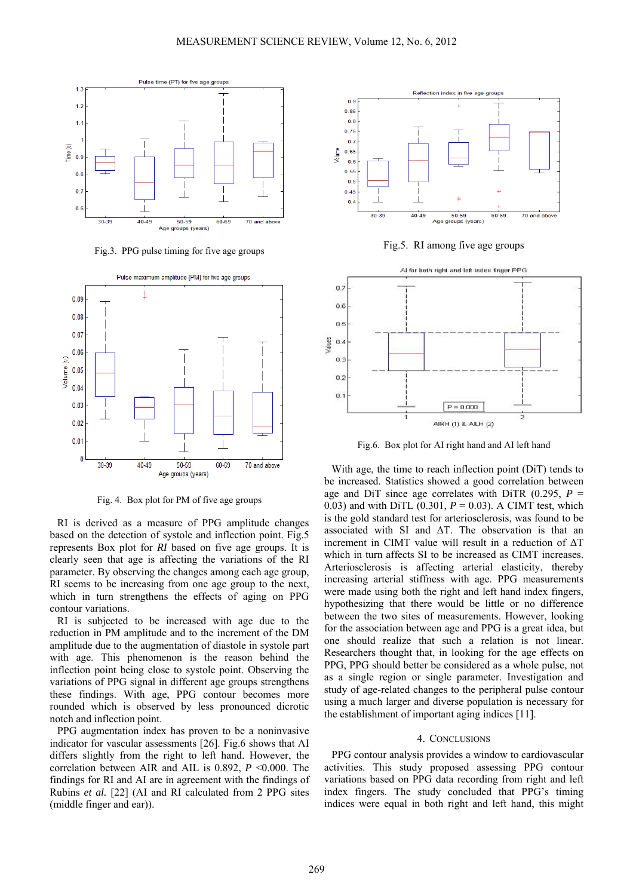Fig.3. PPG pulse timing for five age groups

Fig. 4. Box plot for PM of five age groups

Fig.5. RI among five age groups

Fig.6. Box plot for AI right hand and AI left hand

RI is derived as a measure of PPG amplitude changes based on the detection of systole and inflection point. Fig.5 represents Box plot for *RI* based on five age groups. It is clearly seen that age is affecting the variations of the RI parameter. By observing the changes among each age group, RI seems to be increasing from one age group to the next, which in turn strengthens the effects of aging on PPG contour variations.

RI is subjected to be increased with age due to the reduction in PM amplitude and to the increment of the DM amplitude due to the augmentation of diastole in systole part with age. This phenomenon is the reason behind the inflection point being close to systole point. Observing the variations of PPG signal in different age groups strengthens these findings. With age, PPG contour becomes more rounded which is observed by less pronounced dicrotic notch and inflection point.

PPG augmentation index has proven to be a noninvasive indicator for vascular assessments [26]. Fig.6 shows that AI differs slightly from the right to left hand. However, the correlation between AIR and AIL is 0.892, $P$ <0.000. The findings for RI and AI are in agreement with the findings of Rubins *et al.* [22] (AI and RI calculated from 2 PPG sites (middle finger and ear)).

With age, the time to reach inflection point (DiT) tends to be increased. Statistics showed a good correlation between age and DiT since age correlates with DiTR (0.295, $P$ = 0.03) and with DiTL (0.301, $P$ = 0.03). A CIMT test, which is the gold standard test for arteriosclerosis, was found to be associated with SI and ΔT. The observation is that an increment in CIMT value will result in a reduction of ΔT which in turn affects SI to be increased as CIMT increases. Arteriosclerosis is affecting arterial elasticity, thereby increasing arterial stiffness with age. PPG measurements were made using both the right and left hand index fingers, hypothesizing that there would be little or no difference between the two sites of measurements. However, looking for the association between age and PPG is a great idea, but one should realize that such a relation is not linear. Researchers thought that, in looking for the age effects on PPG, PPG should better be considered as a whole pulse, not as a single region or single parameter. Investigation and study of age-related changes to the peripheral pulse contour using a much larger and diverse population is necessary for the establishment of important aging indices [11].

## 4. Conclusions

PPG contour analysis provides a window to cardiovascular activities. This study proposed assessing PPG contour variations based on PPG data recording from right and left index fingers. The study concluded that PPG's timing indices were equal in both right and left hand, this might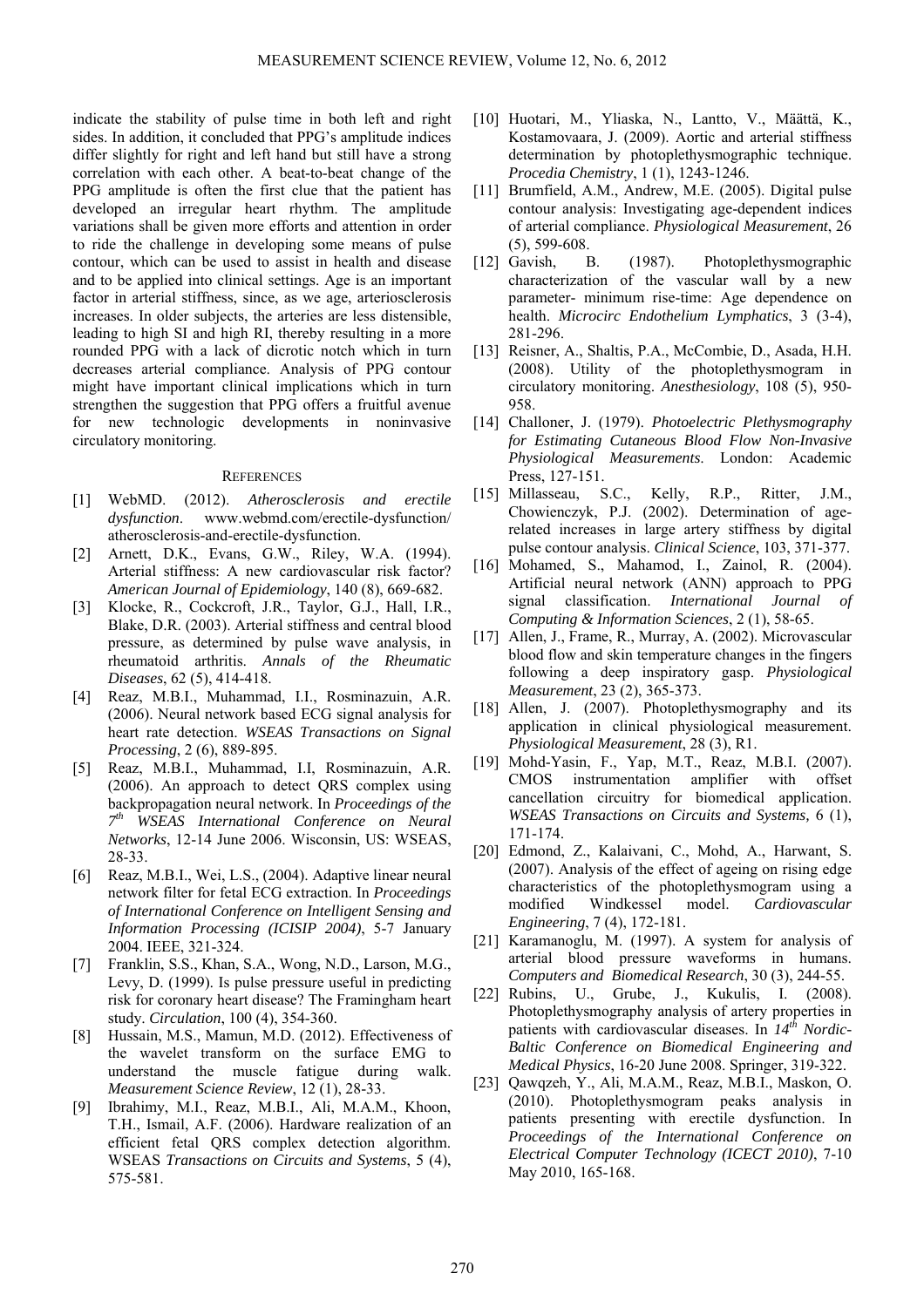indicate the stability of pulse time in both left and right sides. In addition, it concluded that PPG's amplitude indices differ slightly for right and left hand but still have a strong correlation with each other. A beat-to-beat change of the PPG amplitude is often the first clue that the patient has developed an irregular heart rhythm. The amplitude variations shall be given more efforts and attention in order to ride the challenge in developing some means of pulse contour, which can be used to assist in health and disease and to be applied into clinical settings. Age is an important factor in arterial stiffness, since, as we age, arteriosclerosis increases. In older subjects, the arteries are less distensible, leading to high SI and high RI, thereby resulting in a more rounded PPG with a lack of dicrotic notch which in turn decreases arterial compliance. Analysis of PPG contour might have important clinical implications which in turn strengthen the suggestion that PPG offers a fruitful avenue for new technologic developments in noninvasive circulatory monitoring.

## REFERENCES

[1] WebMD. (2012). *Atherosclerosis and erectile dysfunction*. www.webmd.com/erectile-dysfunction/atherosclerosis-and-erectile-dysfunction.

[2] Arnett, D.K., Evans, G.W., Riley, W.A. (1994). Arterial stiffness: A new cardiovascular risk factor? *American Journal of Epidemiology*, 140 (8), 669-682.

[3] Klocke, R., Cockcroft, J.R., Taylor, G.J., Hall, I.R., Blake, D.R. (2003). Arterial stiffness and central blood pressure, as determined by pulse wave analysis, in rheumatoid arthritis. *Annals of the Rheumatic Diseases*, 62 (5), 414-418.

[4] Reaz, M.B.I., Muhammad, I.I., Rosminazuin, A.R. (2006). Neural network based ECG signal analysis for heart rate detection. *WSEAS Transactions on Signal Processing*, 2 (6), 889-895.

[5] Reaz, M.B.I., Muhammad, I.I, Rosminazuin, A.R. (2006). An approach to detect QRS complex using backpropagation neural network. In *Proceedings of the 7th WSEAS International Conference on Neural Networks*, 12-14 June 2006. Wisconsin, US: WSEAS, 28-33.

[6] Reaz, M.B.I., Wei, L.S., (2004). Adaptive linear neural network filter for fetal ECG extraction. In *Proceedings of International Conference on Intelligent Sensing and Information Processing (ICISIP 2004)*, 5-7 January 2004. IEEE, 321-324.

[7] Franklin, S.S., Khan, S.A., Wong, N.D., Larson, M.G., Levy, D. (1999). Is pulse pressure useful in predicting risk for coronary heart disease? The Framingham heart study. *Circulation*, 100 (4), 354-360.

[8] Hussain, M.S., Mamun, M.D. (2012). Effectiveness of the wavelet transform on the surface EMG to understand the muscle fatigue during walk. *Measurement Science Review*, 12 (1), 28-33.

[9] Ibrahimy, M.I., Reaz, M.B.I., Ali, M.A.M., Khoon, T.H., Ismail, A.F. (2006). Hardware realization of an efficient fetal QRS complex detection algorithm. WSEAS *Transactions on Circuits and Systems*, 5 (4), 575-581.

[10] Huotari, M., Yliaska, N., Lantto, V., Määttä, K., Kostamovaara, J. (2009). Aortic and arterial stiffness determination by photoplethysmographic technique. *Procedia Chemistry*, 1 (1), 1243-1246.

[11] Brumfield, A.M., Andrew, M.E. (2005). Digital pulse contour analysis: Investigating age-dependent indices of arterial compliance. *Physiological Measurement*, 26 (5), 599-608.

[12] Gavish, B. (1987). Photoplethysmographic characterization of the vascular wall by a new parameter- minimum rise-time: Age dependence on health. *Microcirc Endothelium Lymphatics*, 3 (3-4), 281-296.

[13] Reisner, A., Shaltis, P.A., McCombie, D., Asada, H.H. (2008). Utility of the photoplethysmogram in circulatory monitoring. *Anesthesiology*, 108 (5), 950-958.

[14] Challoner, J. (1979). *Photoelectric Plethysmography for Estimating Cutaneous Blood Flow Non-Invasive Physiological Measurements*. London: Academic Press, 127-151.

[15] Millasseau, S.C., Kelly, R.P., Ritter, J.M., Chowienczyk, P.J. (2002). Determination of age-related increases in large artery stiffness by digital pulse contour analysis. *Clinical Science*, 103, 371-377.

[16] Mohamed, S., Mahamod, I., Zainol, R. (2004). Artificial neural network (ANN) approach to PPG signal classification. *International Journal of Computing & Information Sciences*, 2 (1), 58-65.

[17] Allen, J., Frame, R., Murray, A. (2002). Microvascular blood flow and skin temperature changes in the fingers following a deep inspiratory gasp. *Physiological Measurement*, 23 (2), 365-373.

[18] Allen, J. (2007). Photoplethysmography and its application in clinical physiological measurement. *Physiological Measurement*, 28 (3), R1.

[19] Mohd-Yasin, F., Yap, M.T., Reaz, M.B.I. (2007). CMOS instrumentation amplifier with offset cancellation circuitry for biomedical application. *WSEAS Transactions on Circuits and Systems,* 6 (1), 171-174.

[20] Edmond, Z., Kalaivani, C., Mohd, A., Harwant, S. (2007). Analysis of the effect of ageing on rising edge characteristics of the photoplethysmogram using a modified Windkessel model. *Cardiovascular Engineering*, 7 (4), 172-181.

[21] Karamanoglu, M. (1997). A system for analysis of arterial blood pressure waveforms in humans. *Computers and Biomedical Research*, 30 (3), 244-55.

[22] Rubins, U., Grube, J., Kukulis, I. (2008). Photoplethysmography analysis of artery properties in patients with cardiovascular diseases. In *14th Nordic-Baltic Conference on Biomedical Engineering and Medical Physics*, 16-20 June 2008. Springer, 319-322.

[23] Qawqzeh, Y., Ali, M.A.M., Reaz, M.B.I., Maskon, O. (2010). Photoplethysmogram peaks analysis in patients presenting with erectile dysfunction. In *Proceedings of the International Conference on Electrical Computer Technology (ICECT 2010)*, 7-10 May 2010, 165-168.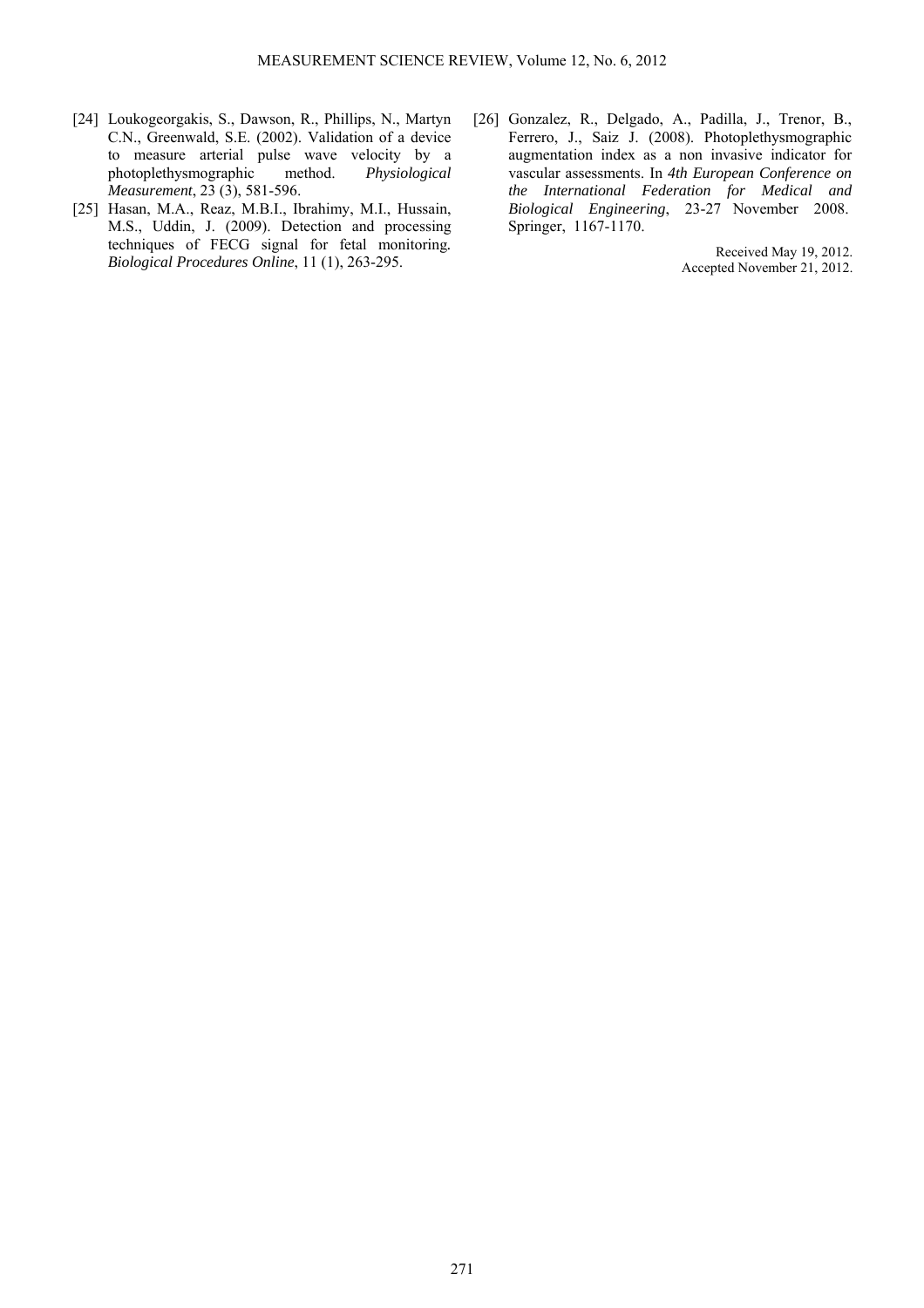[24] Loukogeorgakis, S., Dawson, R., Phillips, N., Martyn C.N., Greenwald, S.E. (2002). Validation of a device to measure arterial pulse wave velocity by a photoplethysmographic method. *Physiological Measurement*, 23 (3), 581-596.

[25] Hasan, M.A., Reaz, M.B.I., Ibrahimy, M.I., Hussain, M.S., Uddin, J. (2009). Detection and processing techniques of FECG signal for fetal monitoring. *Biological Procedures Online*, 11 (1), 263-295.

[26] Gonzalez, R., Delgado, A., Padilla, J., Trenor, B., Ferrero, J., Saiz J. (2008). Photoplethysmographic augmentation index as a non invasive indicator for vascular assessments. In *4th European Conference on the International Federation for Medical and Biological Engineering*, 23-27 November 2008. Springer, 1167-1170.

Received May 19, 2012.
Accepted November 21, 2012.